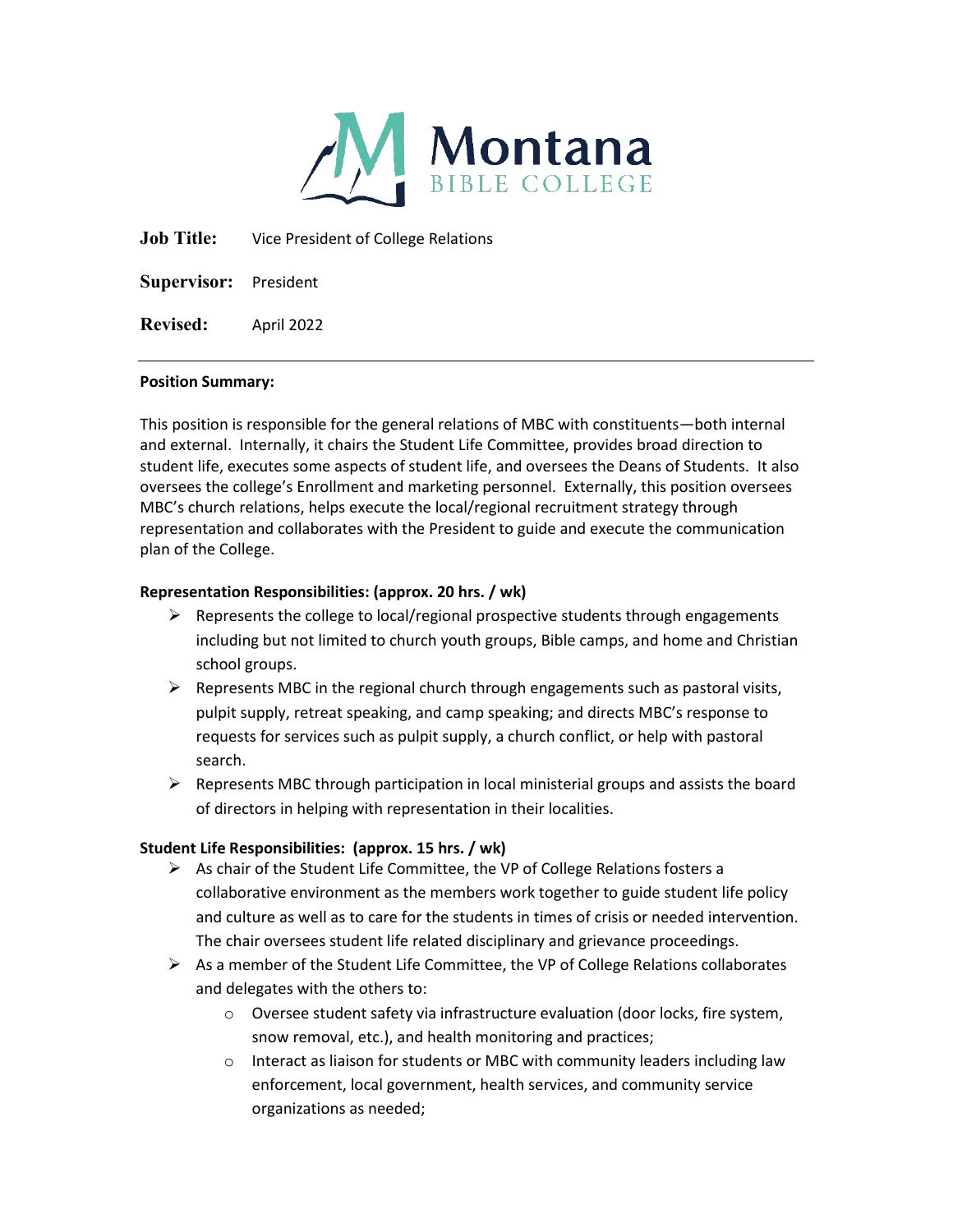Montana
BIBLE COLLEGE

**Job Title:** Vice President of College Relations

**Supervisor:** President

**Revised:** April 2022

---

**Position Summary:**

This position is responsible for the general relations of MBC with constituents—both internal and external. Internally, it chairs the Student Life Committee, provides broad direction to student life, executes some aspects of student life, and oversees the Deans of Students. It also oversees the college's Enrollment and marketing personnel. Externally, this position oversees MBC's church relations, helps execute the local/regional recruitment strategy through representation and collaborates with the President to guide and execute the communication plan of the College.

**Representation Responsibilities: (approx. 20 hrs. / wk)**

- Represents the college to local/regional prospective students through engagements including but not limited to church youth groups, Bible camps, and home and Christian school groups.
- Represents MBC in the regional church through engagements such as pastoral visits, pulpit supply, retreat speaking, and camp speaking; and directs MBC's response to requests for services such as pulpit supply, a church conflict, or help with pastoral search.
- Represents MBC through participation in local ministerial groups and assists the board of directors in helping with representation in their localities.

**Student Life Responsibilities: (approx. 15 hrs. / wk)**

- As chair of the Student Life Committee, the VP of College Relations fosters a collaborative environment as the members work together to guide student life policy and culture as well as to care for the students in times of crisis or needed intervention. The chair oversees student life related disciplinary and grievance proceedings.
- As a member of the Student Life Committee, the VP of College Relations collaborates and delegates with the others to:
  - Oversee student safety via infrastructure evaluation (door locks, fire system, snow removal, etc.), and health monitoring and practices;
  - Interact as liaison for students or MBC with community leaders including law enforcement, local government, health services, and community service organizations as needed;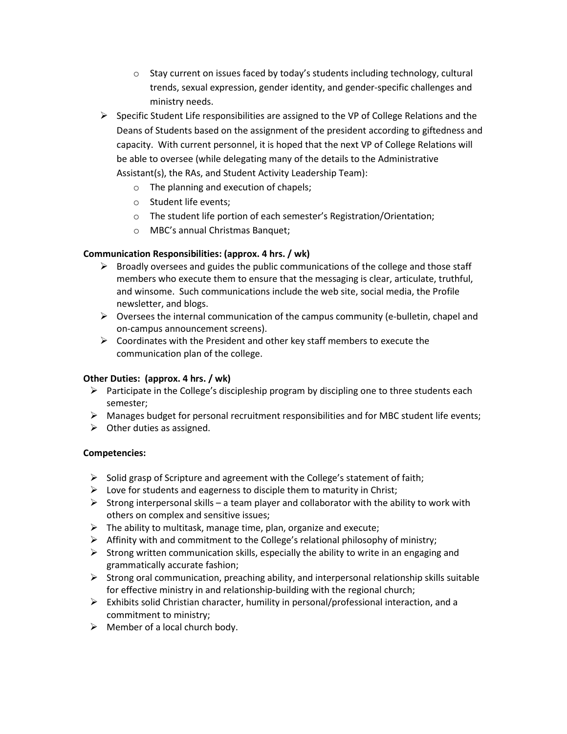- Stay current on issues faced by today's students including technology, cultural trends, sexual expression, gender identity, and gender-specific challenges and ministry needs.
- Specific Student Life responsibilities are assigned to the VP of College Relations and the Deans of Students based on the assignment of the president according to giftedness and capacity. With current personnel, it is hoped that the next VP of College Relations will be able to oversee (while delegating many of the details to the Administrative Assistant(s), the RAs, and Student Activity Leadership Team):
    - The planning and execution of chapels;
    - Student life events;
    - The student life portion of each semester's Registration/Orientation;
    - MBC's annual Christmas Banquet;

**Communication Responsibilities: (approx. 4 hrs. / wk)**

- Broadly oversees and guides the public communications of the college and those staff members who execute them to ensure that the messaging is clear, articulate, truthful, and winsome. Such communications include the web site, social media, the Profile newsletter, and blogs.
- Oversees the internal communication of the campus community (e-bulletin, chapel and on-campus announcement screens).
- Coordinates with the President and other key staff members to execute the communication plan of the college.

**Other Duties: (approx. 4 hrs. / wk)**

- Participate in the College's discipleship program by discipling one to three students each semester;
- Manages budget for personal recruitment responsibilities and for MBC student life events;
- Other duties as assigned.

**Competencies:**

- Solid grasp of Scripture and agreement with the College's statement of faith;
- Love for students and eagerness to disciple them to maturity in Christ;
- Strong interpersonal skills – a team player and collaborator with the ability to work with others on complex and sensitive issues;
- The ability to multitask, manage time, plan, organize and execute;
- Affinity with and commitment to the College's relational philosophy of ministry;
- Strong written communication skills, especially the ability to write in an engaging and grammatically accurate fashion;
- Strong oral communication, preaching ability, and interpersonal relationship skills suitable for effective ministry in and relationship-building with the regional church;
- Exhibits solid Christian character, humility in personal/professional interaction, and a commitment to ministry;
- Member of a local church body.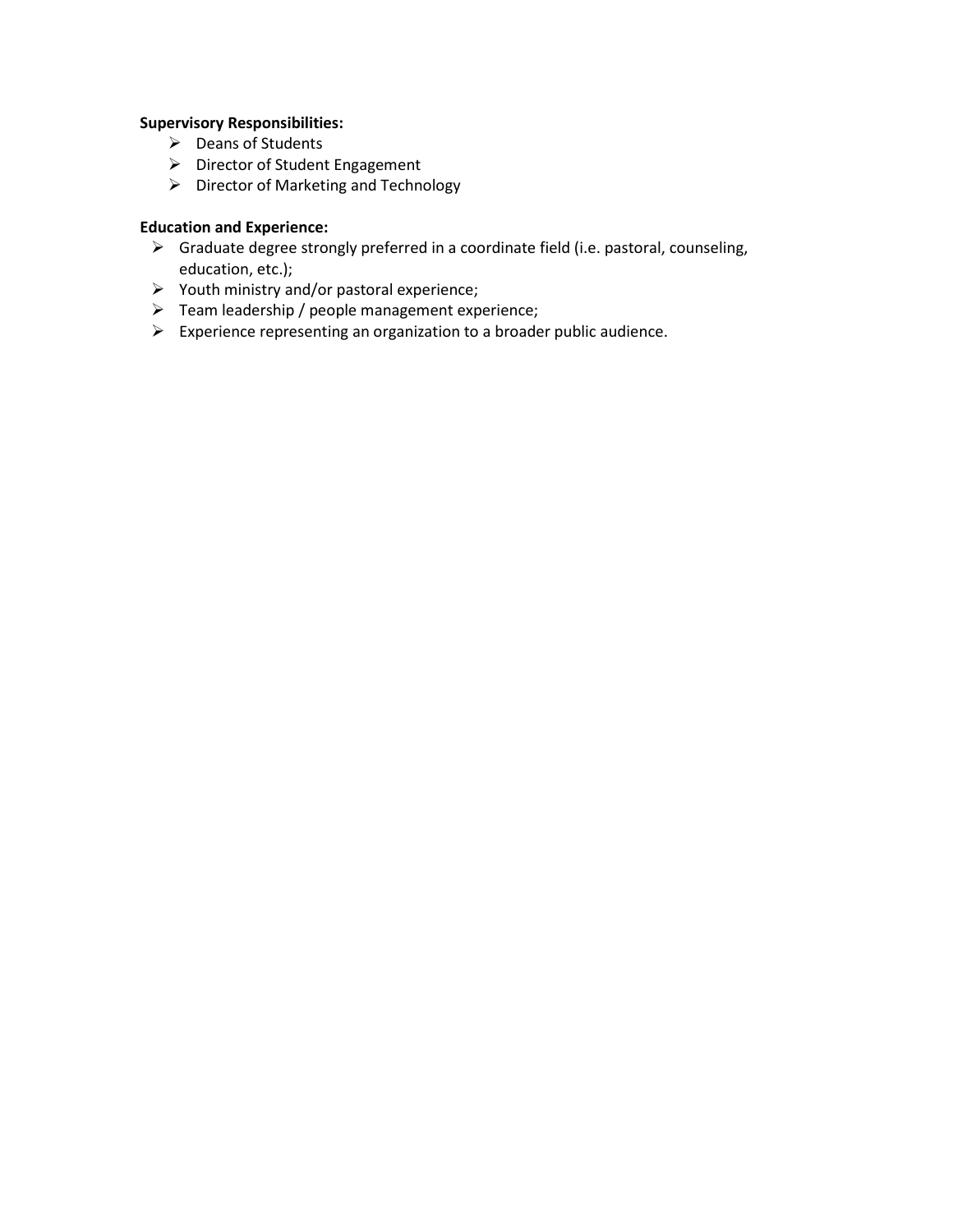**Supervisory Responsibilities:**

- Deans of Students
- Director of Student Engagement
- Director of Marketing and Technology

**Education and Experience:**

- Graduate degree strongly preferred in a coordinate field (i.e. pastoral, counseling, education, etc.);
- Youth ministry and/or pastoral experience;
- Team leadership / people management experience;
- Experience representing an organization to a broader public audience.